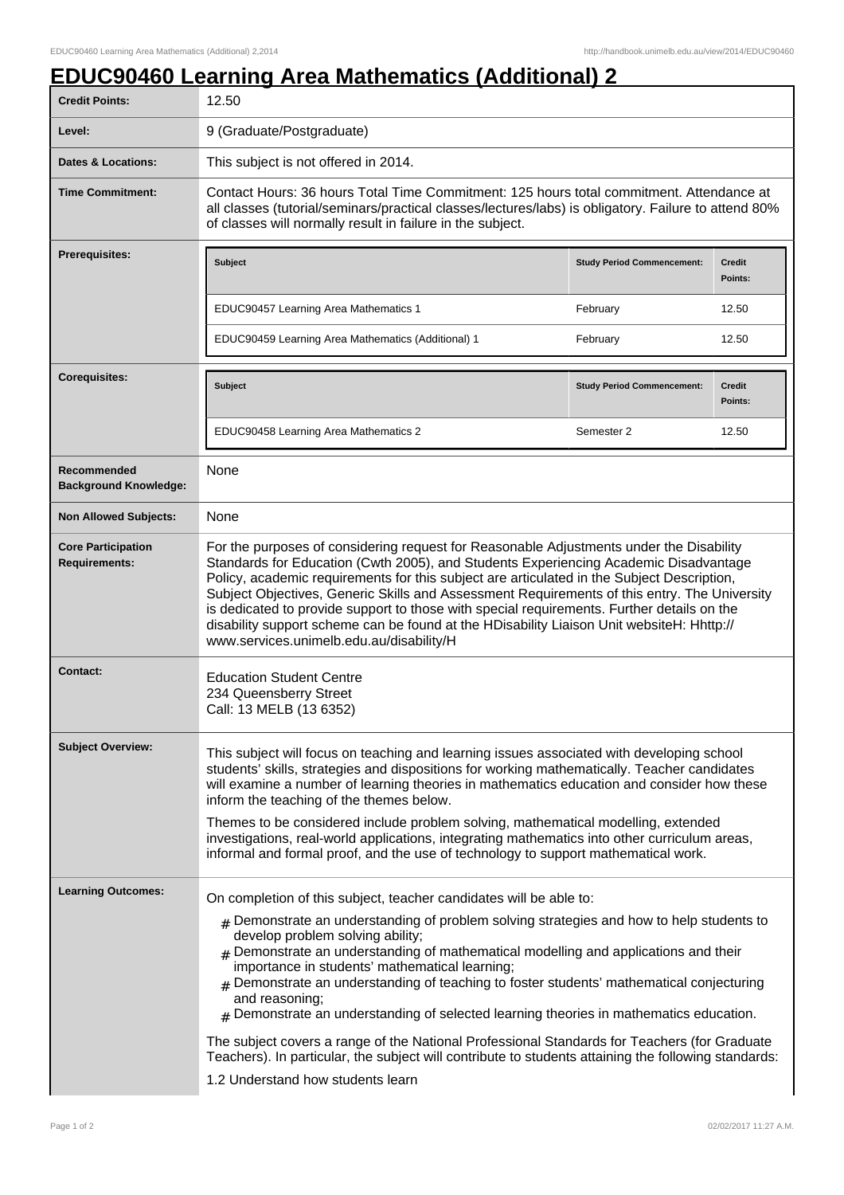# EDUC90460 Learning Area Mathematics (Additional) 2

| | |
|---|---|
| **Credit Points:** | 12.50 |
| **Level:** | 9 (Graduate/Postgraduate) |
| **Dates & Locations:** | This subject is not offered in 2014. |
| **Time Commitment:** | Contact Hours: 36 hours Total Time Commitment: 125 hours total commitment. Attendance at all classes (tutorial/seminars/practical classes/lectures/labs) is obligatory. Failure to attend 80% of classes will normally result in failure in the subject. |
| **Prerequisites:** | see table below |
| **Corequisites:** | see table below |
| **Recommended Background Knowledge:** | None |
| **Non Allowed Subjects:** | None |
| **Core Participation Requirements:** | For the purposes of considering request for Reasonable Adjustments under the Disability Standards for Education (Cwth 2005), and Students Experiencing Academic Disadvantage Policy, academic requirements for this subject are articulated in the Subject Description, Subject Objectives, Generic Skills and Assessment Requirements of this entry. The University is dedicated to provide support to those with special requirements. Further details on the disability support scheme can be found at the HDisability Liaison Unit websiteH: Hhttp://www.services.unimelb.edu.au/disability/H |
| **Contact:** | Education Student Centre<br>234 Queensberry Street<br>Call: 13 MELB (13 6352) |

**Prerequisites:**

| Subject | Study Period Commencement: | Credit Points: |
|---|---|---|
| EDUC90457 Learning Area Mathematics 1 | February | 12.50 |
| EDUC90459 Learning Area Mathematics (Additional) 1 | February | 12.50 |

**Corequisites:**

| Subject | Study Period Commencement: | Credit Points: |
|---|---|---|
| EDUC90458 Learning Area Mathematics 2 | Semester 2 | 12.50 |

**Subject Overview:**

This subject will focus on teaching and learning issues associated with developing school students' skills, strategies and dispositions for working mathematically. Teacher candidates will examine a number of learning theories in mathematics education and consider how these inform the teaching of the themes below.

Themes to be considered include problem solving, mathematical modelling, extended investigations, real-world applications, integrating mathematics into other curriculum areas, informal and formal proof, and the use of technology to support mathematical work.

**Learning Outcomes:**

On completion of this subject, teacher candidates will be able to:

- Demonstrate an understanding of problem solving strategies and how to help students to develop problem solving ability;
- Demonstrate an understanding of mathematical modelling and applications and their importance in students' mathematical learning;
- Demonstrate an understanding of teaching to foster students' mathematical conjecturing and reasoning;
- Demonstrate an understanding of selected learning theories in mathematics education.

The subject covers a range of the National Professional Standards for Teachers (for Graduate Teachers). In particular, the subject will contribute to students attaining the following standards:

1.2 Understand how students learn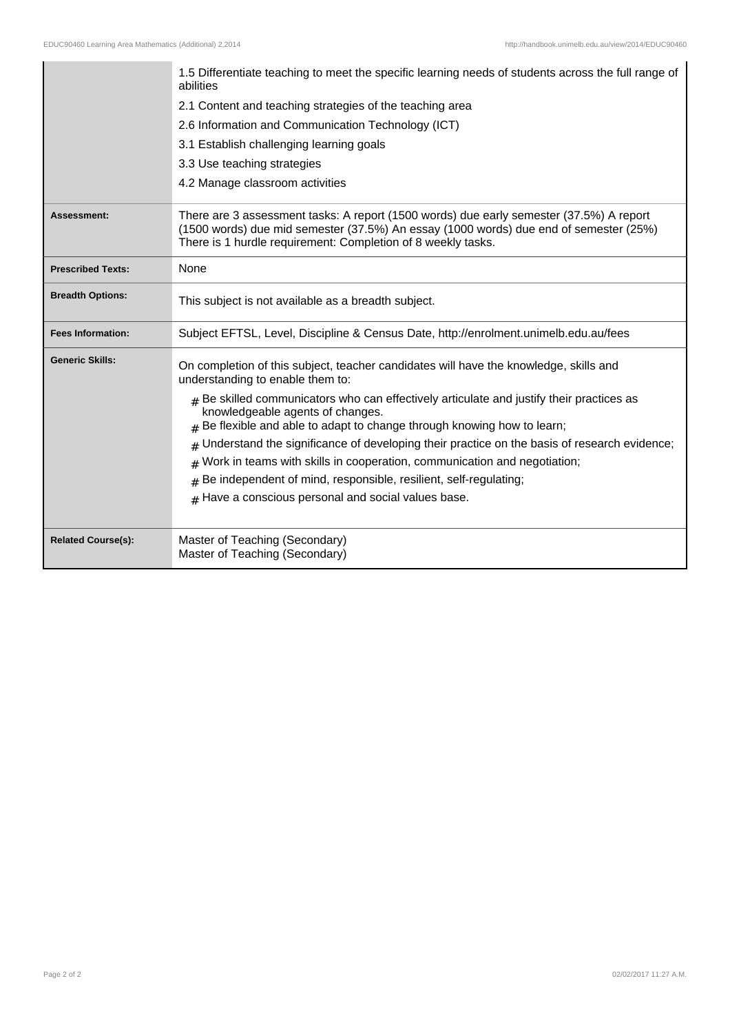| | |
|---|---|
| | 1.5 Differentiate teaching to meet the specific learning needs of students across the full range of abilities<br>2.1 Content and teaching strategies of the teaching area<br>2.6 Information and Communication Technology (ICT)<br>3.1 Establish challenging learning goals<br>3.3 Use teaching strategies<br>4.2 Manage classroom activities |
| **Assessment:** | There are 3 assessment tasks: A report (1500 words) due early semester (37.5%) A report (1500 words) due mid semester (37.5%) An essay (1000 words) due end of semester (25%) There is 1 hurdle requirement: Completion of 8 weekly tasks. |
| **Prescribed Texts:** | None |
| **Breadth Options:** | This subject is not available as a breadth subject. |
| **Fees Information:** | Subject EFTSL, Level, Discipline & Census Date, http://enrolment.unimelb.edu.au/fees |
| **Generic Skills:** | On completion of this subject, teacher candidates will have the knowledge, skills and understanding to enable them to:<br># Be skilled communicators who can effectively articulate and justify their practices as knowledgeable agents of changes.<br># Be flexible and able to adapt to change through knowing how to learn;<br># Understand the significance of developing their practice on the basis of research evidence;<br># Work in teams with skills in cooperation, communication and negotiation;<br># Be independent of mind, responsible, resilient, self-regulating;<br># Have a conscious personal and social values base. |
| **Related Course(s):** | Master of Teaching (Secondary)<br>Master of Teaching (Secondary) |